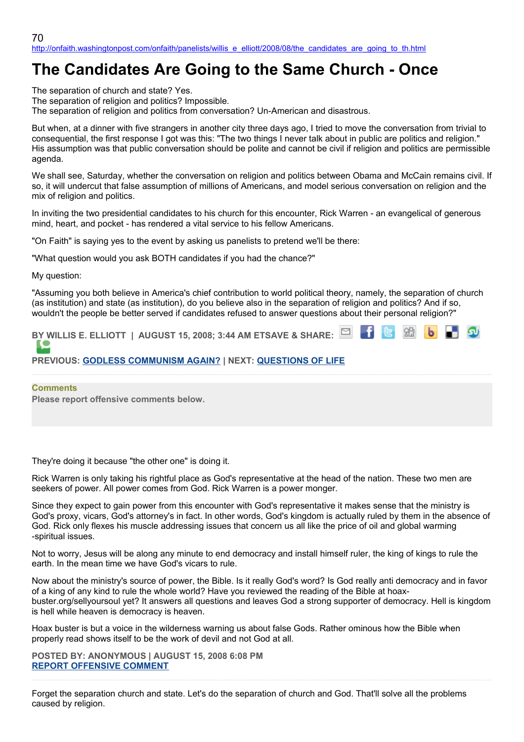70
http://onfaith.washingtonpost.com/onfaith/panelists/willis_e_elliott/2008/08/the_candidates_are_going_to_th.html

# The Candidates Are Going to the Same Church - Once

The separation of church and state? Yes.
The separation of religion and politics? Impossible.
The separation of religion and politics from conversation? Un-American and disastrous.

But when, at a dinner with five strangers in another city three days ago, I tried to move the conversation from trivial to consequential, the first response I got was this: "The two things I never talk about in public are politics and religion." His assumption was that public conversation should be polite and cannot be civil if religion and politics are permissible agenda.

We shall see, Saturday, whether the conversation on religion and politics between Obama and McCain remains civil. If so, it will undercut that false assumption of millions of Americans, and model serious conversation on religion and the mix of religion and politics.

In inviting the two presidential candidates to his church for this encounter, Rick Warren - an evangelical of generous mind, heart, and pocket - has rendered a vital service to his fellow Americans.

"On Faith" is saying yes to the event by asking us panelists to pretend we'll be there:

"What question would you ask BOTH candidates if you had the chance?"

My question:

"Assuming you both believe in America's chief contribution to world political theory, namely, the separation of church (as institution) and state (as institution), do you believe also in the separation of religion and politics? And if so, wouldn't the people be better served if candidates refused to answer questions about their personal religion?"

**BY WILLIS E. ELLIOTT | AUGUST 15, 2008; 3:44 AM ET SAVE & SHARE:**

**PREVIOUS: GODLESS COMMUNISM AGAIN? | NEXT: QUESTIONS OF LIFE**

**Comments**
**Please report offensive comments below.**

They're doing it because "the other one" is doing it.

Rick Warren is only taking his rightful place as God's representative at the head of the nation. These two men are seekers of power. All power comes from God. Rick Warren is a power monger.

Since they expect to gain power from this encounter with God's representative it makes sense that the ministry is God's proxy, vicars, God's attorney's in fact. In other words, God's kingdom is actually ruled by them in the absence of God. Rick only flexes his muscle addressing issues that concern us all like the price of oil and global warming -spiritual issues.

Not to worry, Jesus will be along any minute to end democracy and install himself ruler, the king of kings to rule the earth. In the mean time we have God's vicars to rule.

Now about the ministry's source of power, the Bible. Is it really God's word? Is God really anti democracy and in favor of a king of any kind to rule the whole world? Have you reviewed the reading of the Bible at hoax-buster.org/sellyoursoul yet? It answers all questions and leaves God a strong supporter of democracy. Hell is kingdom is hell while heaven is democracy is heaven.

Hoax buster is but a voice in the wilderness warning us about false Gods. Rather ominous how the Bible when properly read shows itself to be the work of devil and not God at all.

**POSTED BY: ANONYMOUS | AUGUST 15, 2008 6:08 PM**
**REPORT OFFENSIVE COMMENT**

Forget the separation church and state. Let's do the separation of church and God. That'll solve all the problems caused by religion.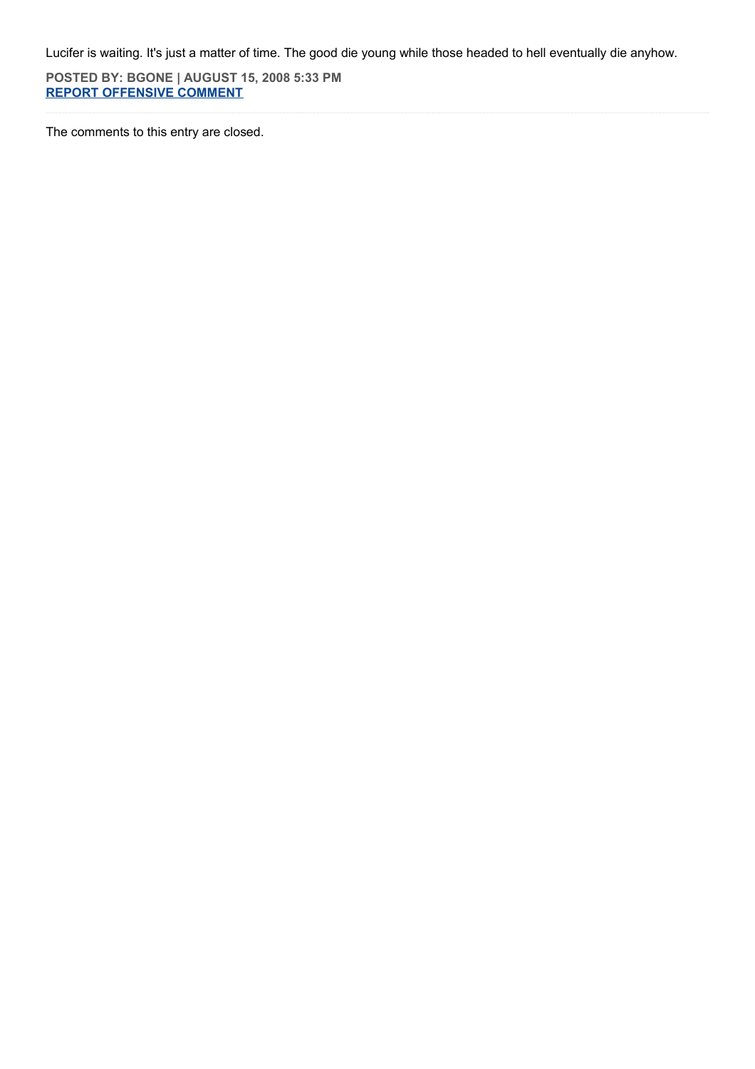Lucifer is waiting. It's just a matter of time. The good die young while those headed to hell eventually die anyhow.

**POSTED BY: BGONE | AUGUST 15, 2008 5:33 PM**
**REPORT OFFENSIVE COMMENT**

---

The comments to this entry are closed.